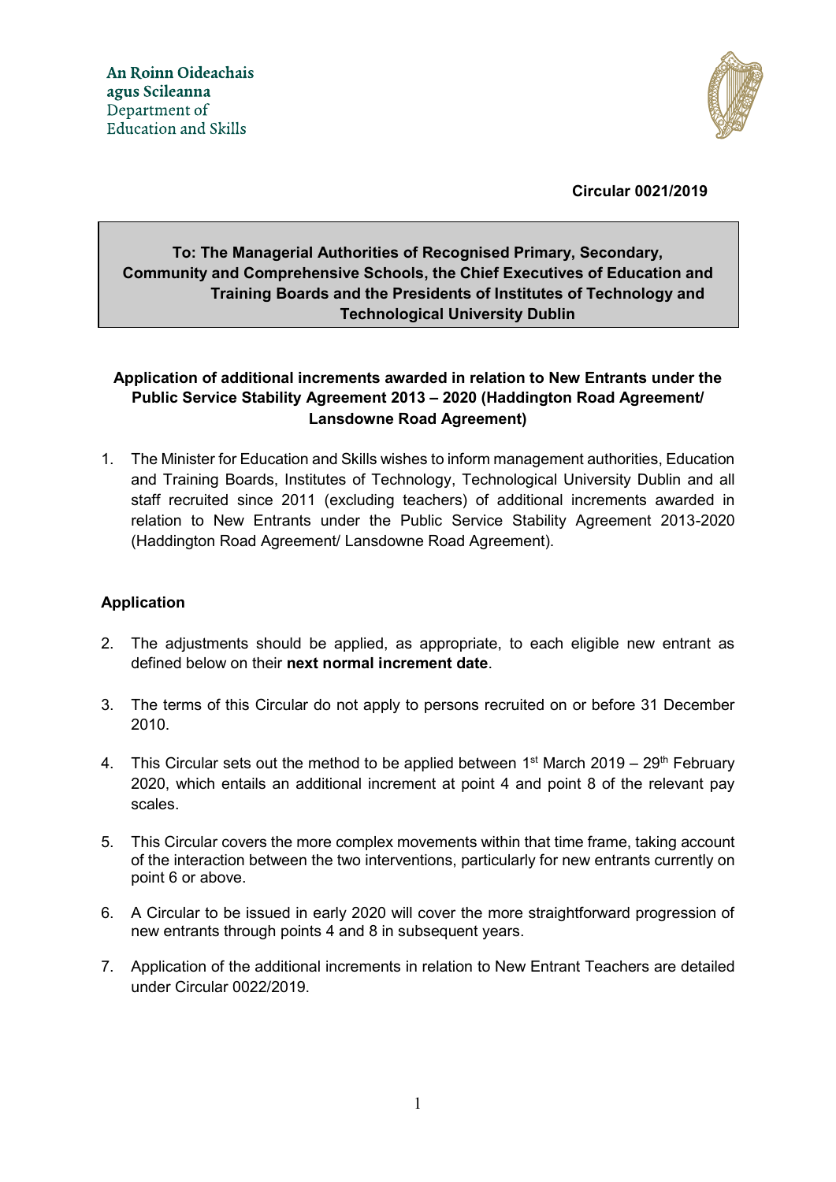An Roinn Oideachais agus Scileanna
Department of Education and Skills

**Circular 0021/2019**

**To: The Managerial Authorities of Recognised Primary, Secondary, Community and Comprehensive Schools, the Chief Executives of Education and Training Boards and the Presidents of Institutes of Technology and Technological University Dublin**

**Application of additional increments awarded in relation to New Entrants under the Public Service Stability Agreement 2013 – 2020 (Haddington Road Agreement/ Lansdowne Road Agreement)**

1. The Minister for Education and Skills wishes to inform management authorities, Education and Training Boards, Institutes of Technology, Technological University Dublin and all staff recruited since 2011 (excluding teachers) of additional increments awarded in relation to New Entrants under the Public Service Stability Agreement 2013-2020 (Haddington Road Agreement/ Lansdowne Road Agreement).

## Application

2. The adjustments should be applied, as appropriate, to each eligible new entrant as defined below on their **next normal increment date**.

3. The terms of this Circular do not apply to persons recruited on or before 31 December 2010.

4. This Circular sets out the method to be applied between 1st March 2019 – 29th February 2020, which entails an additional increment at point 4 and point 8 of the relevant pay scales.

5. This Circular covers the more complex movements within that time frame, taking account of the interaction between the two interventions, particularly for new entrants currently on point 6 or above.

6. A Circular to be issued in early 2020 will cover the more straightforward progression of new entrants through points 4 and 8 in subsequent years.

7. Application of the additional increments in relation to New Entrant Teachers are detailed under Circular 0022/2019.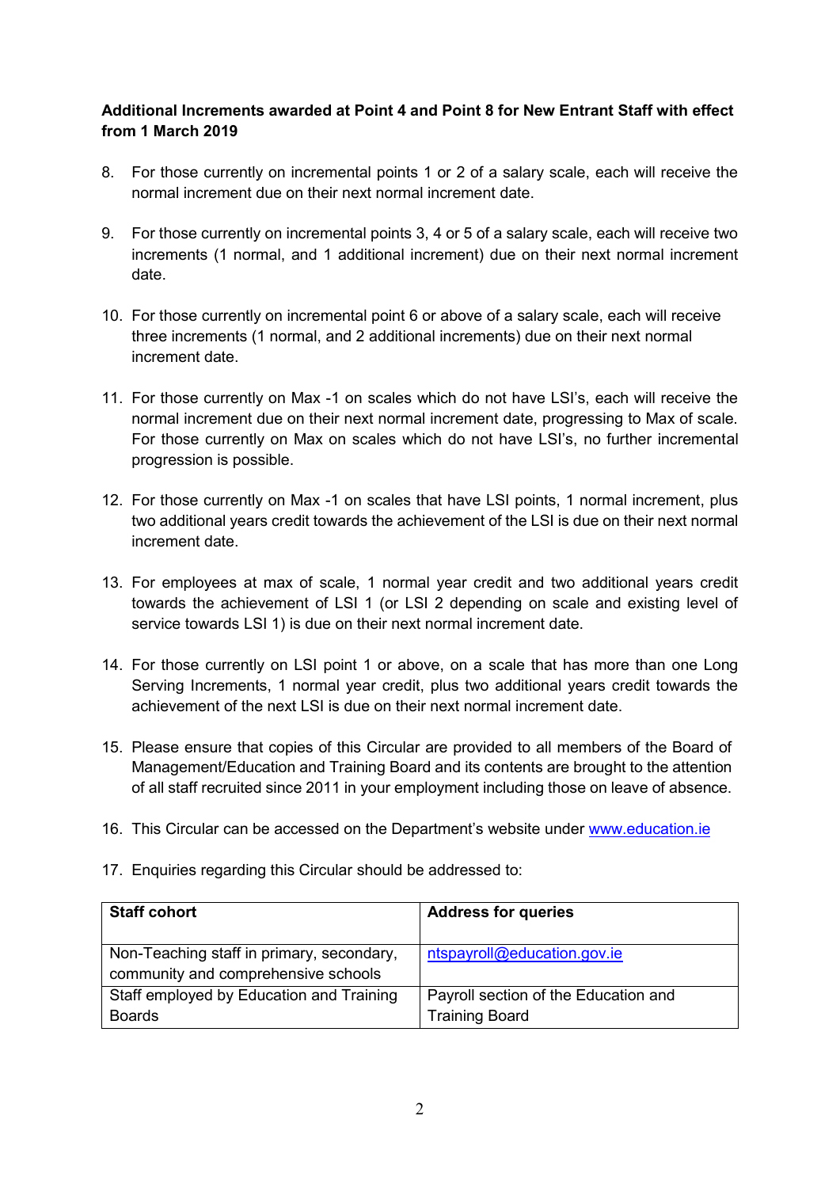**Additional Increments awarded at Point 4 and Point 8 for New Entrant Staff with effect from 1 March 2019**

8. For those currently on incremental points 1 or 2 of a salary scale, each will receive the normal increment due on their next normal increment date.

9. For those currently on incremental points 3, 4 or 5 of a salary scale, each will receive two increments (1 normal, and 1 additional increment) due on their next normal increment date.

10. For those currently on incremental point 6 or above of a salary scale, each will receive three increments (1 normal, and 2 additional increments) due on their next normal increment date.

11. For those currently on Max -1 on scales which do not have LSI's, each will receive the normal increment due on their next normal increment date, progressing to Max of scale. For those currently on Max on scales which do not have LSI's, no further incremental progression is possible.

12. For those currently on Max -1 on scales that have LSI points, 1 normal increment, plus two additional years credit towards the achievement of the LSI is due on their next normal increment date.

13. For employees at max of scale, 1 normal year credit and two additional years credit towards the achievement of LSI 1 (or LSI 2 depending on scale and existing level of service towards LSI 1) is due on their next normal increment date.

14. For those currently on LSI point 1 or above, on a scale that has more than one Long Serving Increments, 1 normal year credit, plus two additional years credit towards the achievement of the next LSI is due on their next normal increment date.

15. Please ensure that copies of this Circular are provided to all members of the Board of Management/Education and Training Board and its contents are brought to the attention of all staff recruited since 2011 in your employment including those on leave of absence.

16. This Circular can be accessed on the Department's website under www.education.ie

17. Enquiries regarding this Circular should be addressed to:

| Staff cohort | Address for queries |
|---|---|
| Non-Teaching staff in primary, secondary, community and comprehensive schools | ntspayroll@education.gov.ie |
| Staff employed by Education and Training Boards | Payroll section of the Education and Training Board |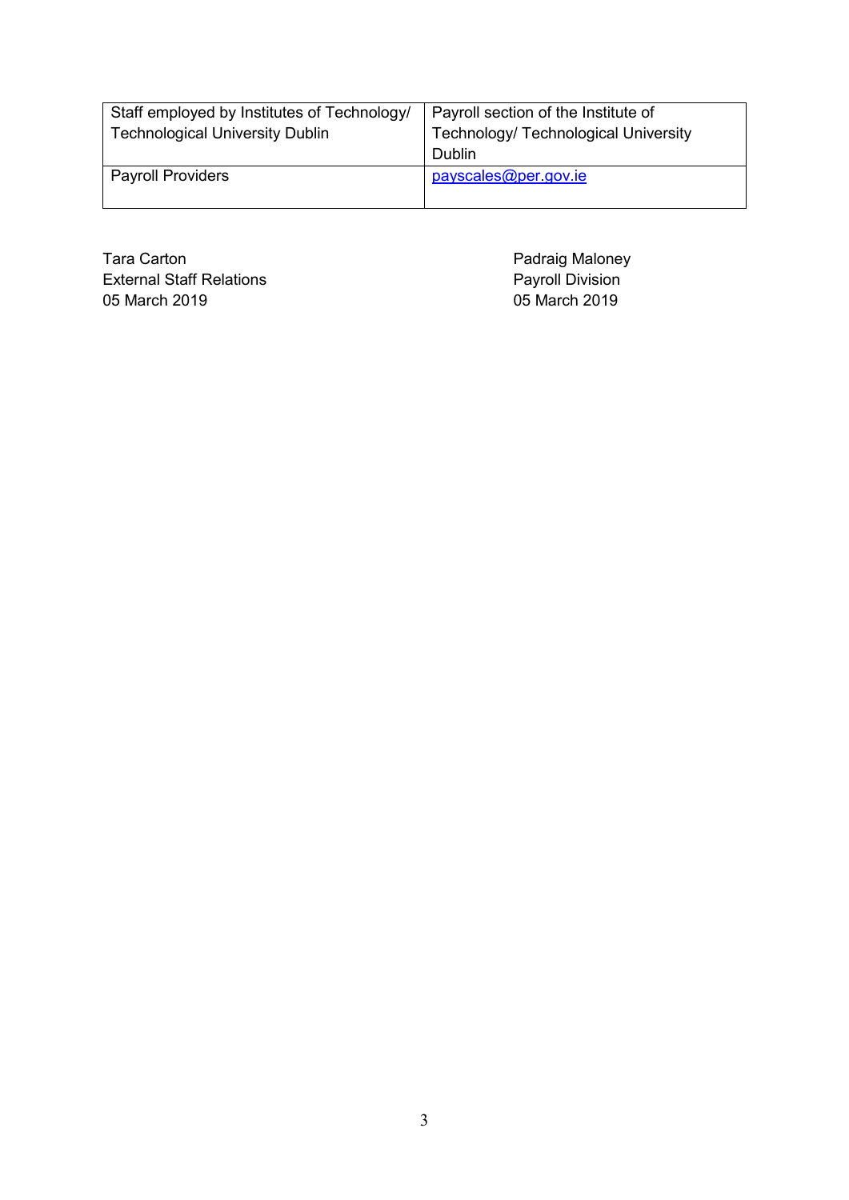| | |
|---|---|
| Staff employed by Institutes of Technology/ Technological University Dublin | Payroll section of the Institute of Technology/ Technological University Dublin |
| Payroll Providers | payscales@per.gov.ie |

Tara Carton
External Staff Relations
05 March 2019

Padraig Maloney
Payroll Division
05 March 2019